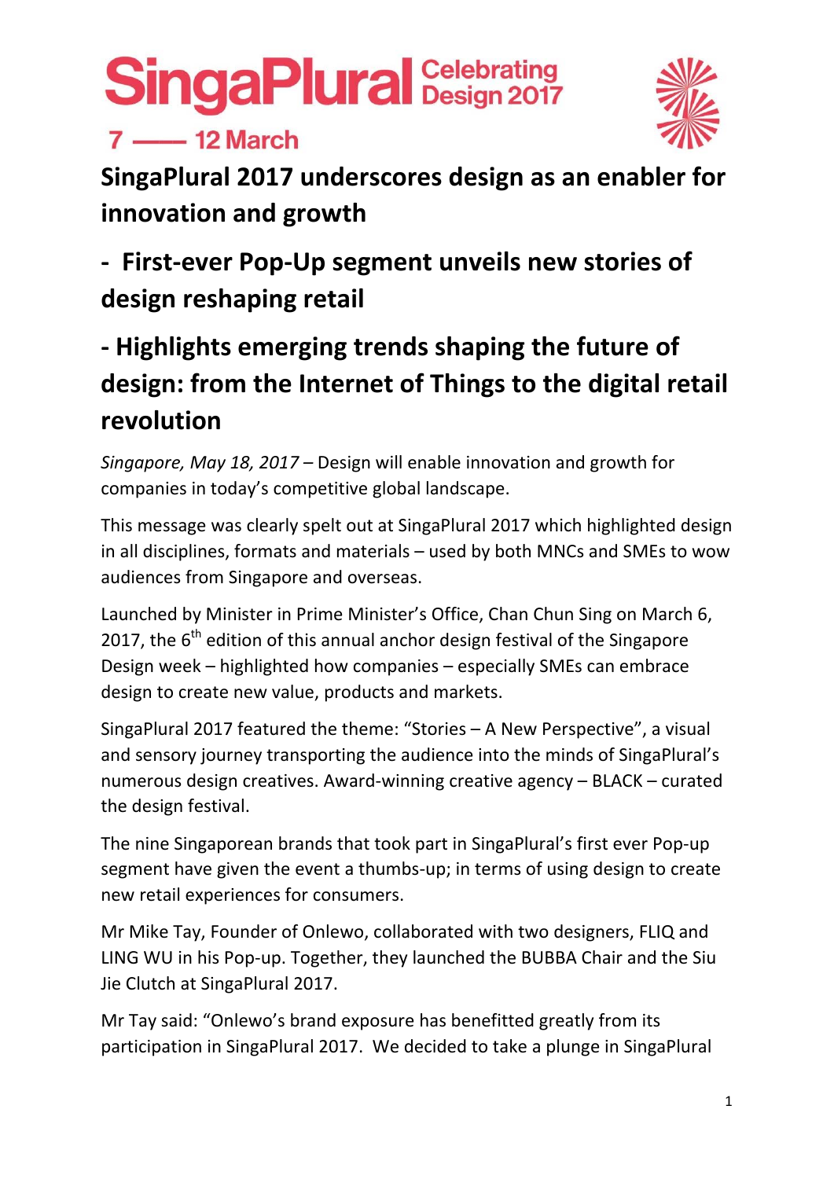SingaPlural Celebrating Design 2017

7 —— 12 March

# SingaPlural 2017 underscores design as an enabler for innovation and growth

## - First-ever Pop-Up segment unveils new stories of design reshaping retail

## - Highlights emerging trends shaping the future of design: from the Internet of Things to the digital retail revolution

*Singapore, May 18, 2017* – Design will enable innovation and growth for companies in today's competitive global landscape.

This message was clearly spelt out at SingaPlural 2017 which highlighted design in all disciplines, formats and materials – used by both MNCs and SMEs to wow audiences from Singapore and overseas.

Launched by Minister in Prime Minister's Office, Chan Chun Sing on March 6, 2017, the 6th edition of this annual anchor design festival of the Singapore Design week – highlighted how companies – especially SMEs can embrace design to create new value, products and markets.

SingaPlural 2017 featured the theme: "Stories – A New Perspective", a visual and sensory journey transporting the audience into the minds of SingaPlural's numerous design creatives. Award-winning creative agency – BLACK – curated the design festival.

The nine Singaporean brands that took part in SingaPlural's first ever Pop-up segment have given the event a thumbs-up; in terms of using design to create new retail experiences for consumers.

Mr Mike Tay, Founder of Onlewo, collaborated with two designers, FLIQ and LING WU in his Pop-up. Together, they launched the BUBBA Chair and the Siu Jie Clutch at SingaPlural 2017.

Mr Tay said: "Onlewo's brand exposure has benefitted greatly from its participation in SingaPlural 2017. We decided to take a plunge in SingaPlural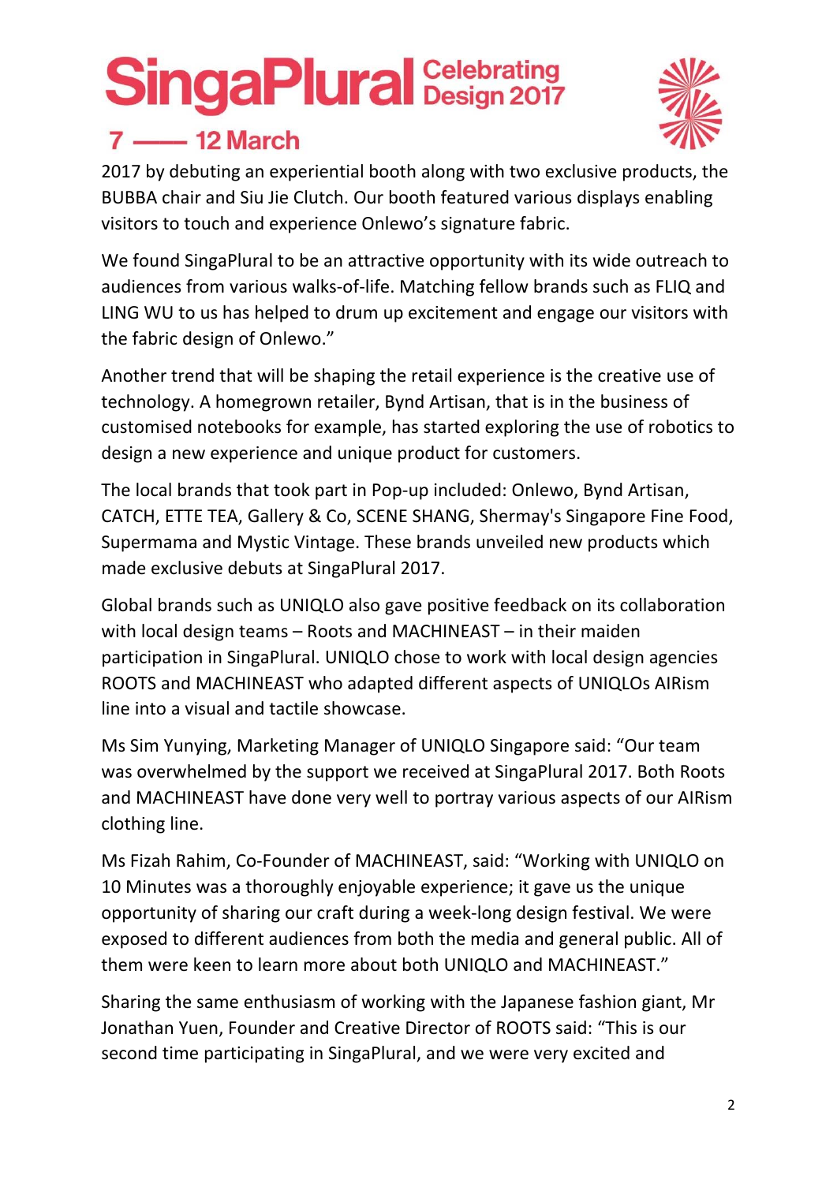2017 by debuting an experiential booth along with two exclusive products, the BUBBA chair and Siu Jie Clutch. Our booth featured various displays enabling visitors to touch and experience Onlewo's signature fabric.

We found SingaPlural to be an attractive opportunity with its wide outreach to audiences from various walks-of-life. Matching fellow brands such as FLIQ and LING WU to us has helped to drum up excitement and engage our visitors with the fabric design of Onlewo."

Another trend that will be shaping the retail experience is the creative use of technology. A homegrown retailer, Bynd Artisan, that is in the business of customised notebooks for example, has started exploring the use of robotics to design a new experience and unique product for customers.

The local brands that took part in Pop-up included: Onlewo, Bynd Artisan, CATCH, ETTE TEA, Gallery & Co, SCENE SHANG, Shermay's Singapore Fine Food, Supermama and Mystic Vintage. These brands unveiled new products which made exclusive debuts at SingaPlural 2017.

Global brands such as UNIQLO also gave positive feedback on its collaboration with local design teams – Roots and MACHINEAST – in their maiden participation in SingaPlural. UNIQLO chose to work with local design agencies ROOTS and MACHINEAST who adapted different aspects of UNIQLOs AIRism line into a visual and tactile showcase.

Ms Sim Yunying, Marketing Manager of UNIQLO Singapore said: "Our team was overwhelmed by the support we received at SingaPlural 2017. Both Roots and MACHINEAST have done very well to portray various aspects of our AIRism clothing line.

Ms Fizah Rahim, Co-Founder of MACHINEAST, said: "Working with UNIQLO on 10 Minutes was a thoroughly enjoyable experience; it gave us the unique opportunity of sharing our craft during a week-long design festival. We were exposed to different audiences from both the media and general public. All of them were keen to learn more about both UNIQLO and MACHINEAST."

Sharing the same enthusiasm of working with the Japanese fashion giant, Mr Jonathan Yuen, Founder and Creative Director of ROOTS said: "This is our second time participating in SingaPlural, and we were very excited and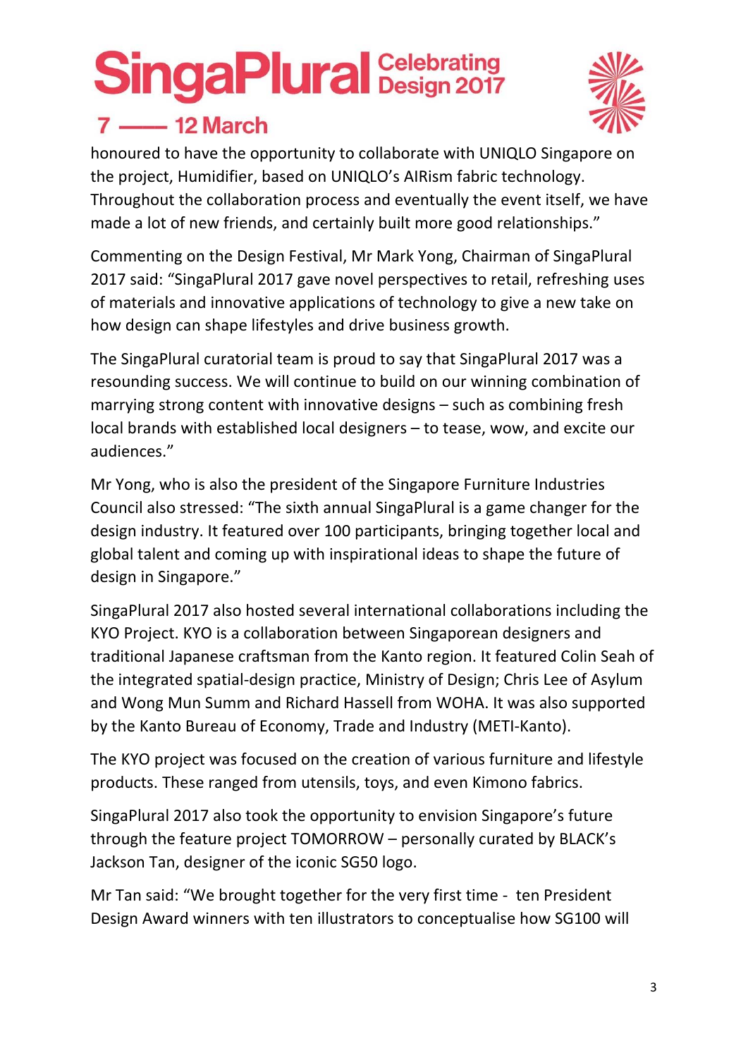honoured to have the opportunity to collaborate with UNIQLO Singapore on the project, Humidifier, based on UNIQLO's AIRism fabric technology. Throughout the collaboration process and eventually the event itself, we have made a lot of new friends, and certainly built more good relationships."

Commenting on the Design Festival, Mr Mark Yong, Chairman of SingaPlural 2017 said: "SingaPlural 2017 gave novel perspectives to retail, refreshing uses of materials and innovative applications of technology to give a new take on how design can shape lifestyles and drive business growth.

The SingaPlural curatorial team is proud to say that SingaPlural 2017 was a resounding success. We will continue to build on our winning combination of marrying strong content with innovative designs – such as combining fresh local brands with established local designers – to tease, wow, and excite our audiences."

Mr Yong, who is also the president of the Singapore Furniture Industries Council also stressed: "The sixth annual SingaPlural is a game changer for the design industry. It featured over 100 participants, bringing together local and global talent and coming up with inspirational ideas to shape the future of design in Singapore."

SingaPlural 2017 also hosted several international collaborations including the KYO Project. KYO is a collaboration between Singaporean designers and traditional Japanese craftsman from the Kanto region. It featured Colin Seah of the integrated spatial-design practice, Ministry of Design; Chris Lee of Asylum and Wong Mun Summ and Richard Hassell from WOHA. It was also supported by the Kanto Bureau of Economy, Trade and Industry (METI-Kanto).

The KYO project was focused on the creation of various furniture and lifestyle products. These ranged from utensils, toys, and even Kimono fabrics.

SingaPlural 2017 also took the opportunity to envision Singapore's future through the feature project TOMORROW – personally curated by BLACK's Jackson Tan, designer of the iconic SG50 logo.

Mr Tan said: "We brought together for the very first time - ten President Design Award winners with ten illustrators to conceptualise how SG100 will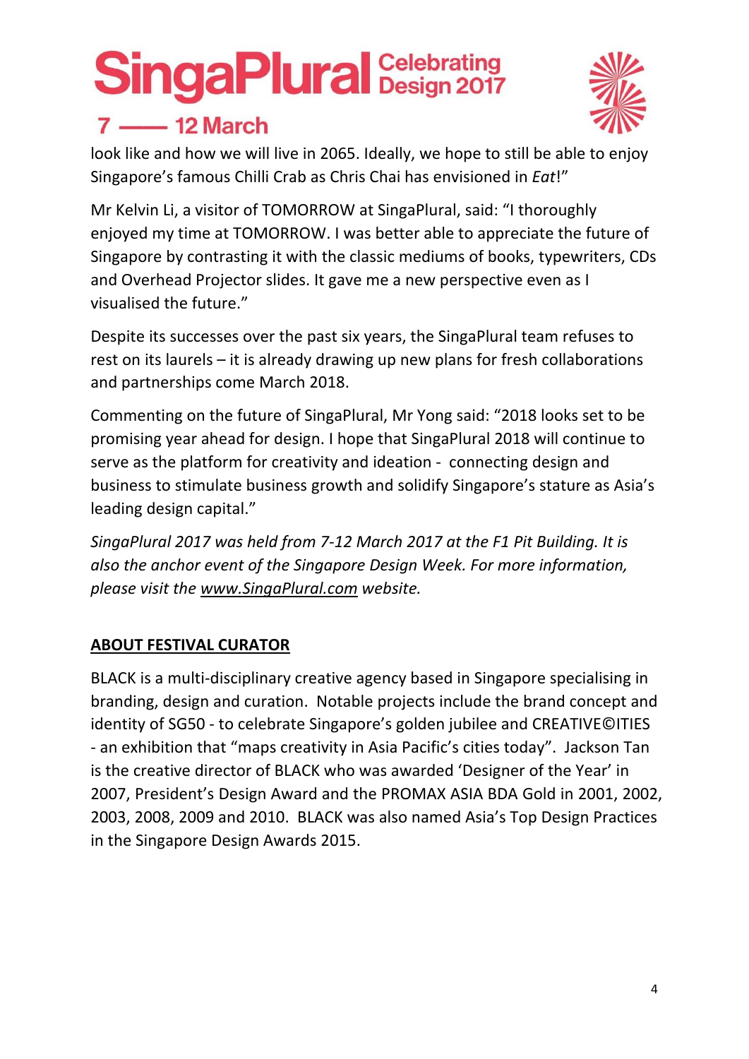look like and how we will live in 2065. Ideally, we hope to still be able to enjoy Singapore's famous Chilli Crab as Chris Chai has envisioned in *Eat*!"

Mr Kelvin Li, a visitor of TOMORROW at SingaPlural, said: "I thoroughly enjoyed my time at TOMORROW. I was better able to appreciate the future of Singapore by contrasting it with the classic mediums of books, typewriters, CDs and Overhead Projector slides. It gave me a new perspective even as I visualised the future."

Despite its successes over the past six years, the SingaPlural team refuses to rest on its laurels – it is already drawing up new plans for fresh collaborations and partnerships come March 2018.

Commenting on the future of SingaPlural, Mr Yong said: "2018 looks set to be promising year ahead for design. I hope that SingaPlural 2018 will continue to serve as the platform for creativity and ideation - connecting design and business to stimulate business growth and solidify Singapore's stature as Asia's leading design capital."

*SingaPlural 2017 was held from 7-12 March 2017 at the F1 Pit Building. It is also the anchor event of the Singapore Design Week. For more information, please visit the www.SingaPlural.com website.*

## ABOUT FESTIVAL CURATOR

BLACK is a multi-disciplinary creative agency based in Singapore specialising in branding, design and curation. Notable projects include the brand concept and identity of SG50 - to celebrate Singapore's golden jubilee and CREATIVE©ITIES - an exhibition that "maps creativity in Asia Pacific's cities today". Jackson Tan is the creative director of BLACK who was awarded 'Designer of the Year' in 2007, President's Design Award and the PROMAX ASIA BDA Gold in 2001, 2002, 2003, 2008, 2009 and 2010. BLACK was also named Asia's Top Design Practices in the Singapore Design Awards 2015.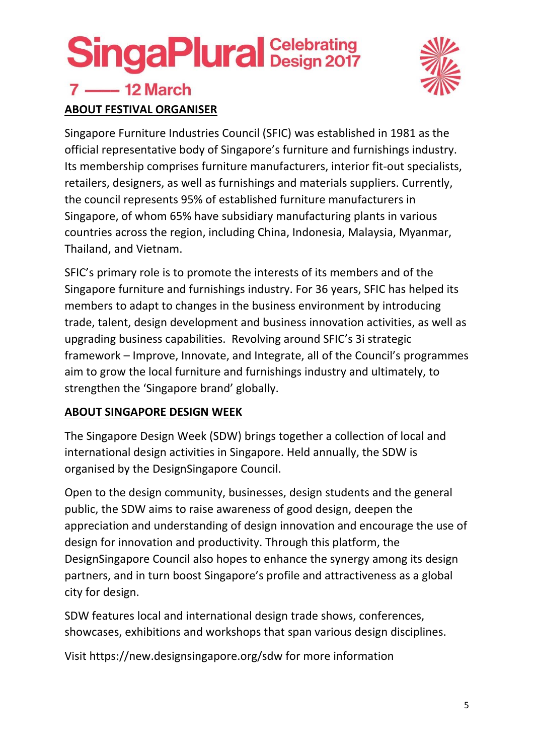## ABOUT FESTIVAL ORGANISER

Singapore Furniture Industries Council (SFIC) was established in 1981 as the official representative body of Singapore's furniture and furnishings industry. Its membership comprises furniture manufacturers, interior fit-out specialists, retailers, designers, as well as furnishings and materials suppliers. Currently, the council represents 95% of established furniture manufacturers in Singapore, of whom 65% have subsidiary manufacturing plants in various countries across the region, including China, Indonesia, Malaysia, Myanmar, Thailand, and Vietnam.

SFIC's primary role is to promote the interests of its members and of the Singapore furniture and furnishings industry. For 36 years, SFIC has helped its members to adapt to changes in the business environment by introducing trade, talent, design development and business innovation activities, as well as upgrading business capabilities. Revolving around SFIC's 3i strategic framework – Improve, Innovate, and Integrate, all of the Council's programmes aim to grow the local furniture and furnishings industry and ultimately, to strengthen the 'Singapore brand' globally.

## ABOUT SINGAPORE DESIGN WEEK

The Singapore Design Week (SDW) brings together a collection of local and international design activities in Singapore. Held annually, the SDW is organised by the DesignSingapore Council.

Open to the design community, businesses, design students and the general public, the SDW aims to raise awareness of good design, deepen the appreciation and understanding of design innovation and encourage the use of design for innovation and productivity. Through this platform, the DesignSingapore Council also hopes to enhance the synergy among its design partners, and in turn boost Singapore's profile and attractiveness as a global city for design.

SDW features local and international design trade shows, conferences, showcases, exhibitions and workshops that span various design disciplines.

Visit https://new.designsingapore.org/sdw for more information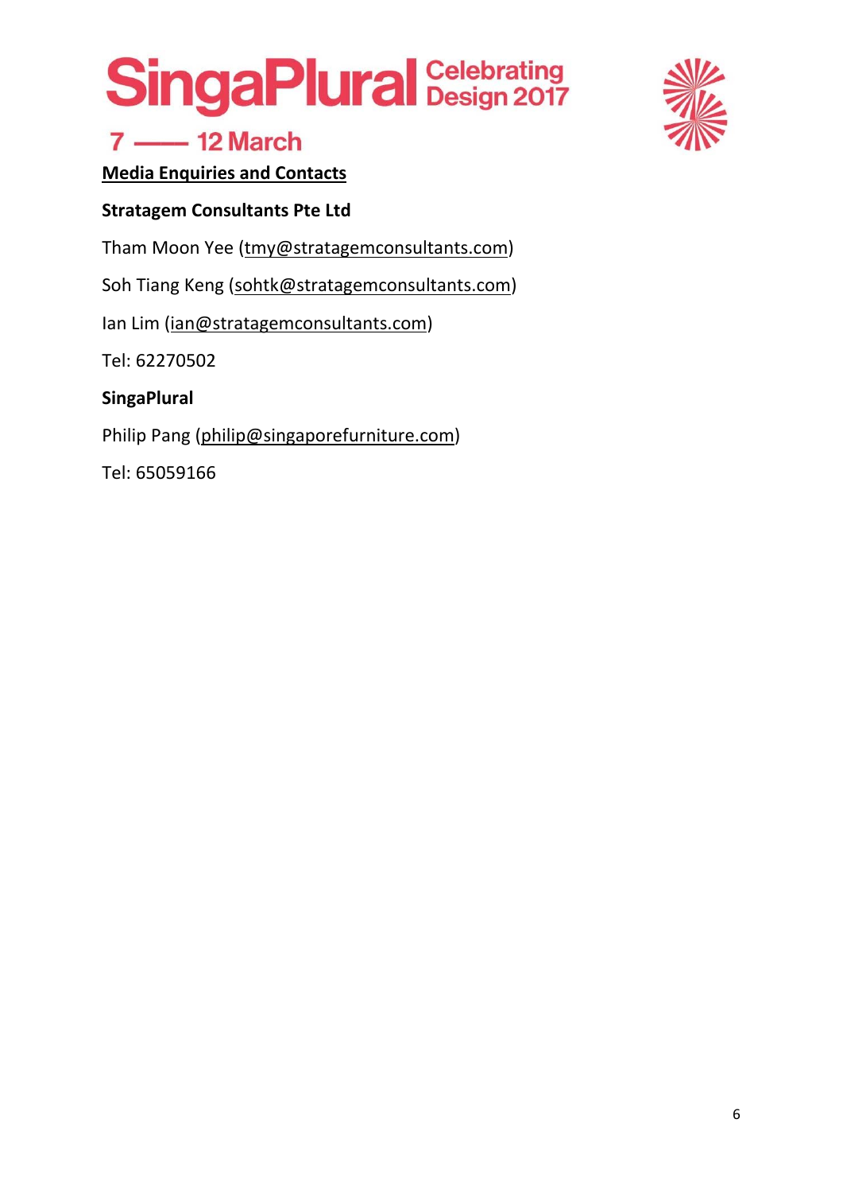**SingaPlural Celebrating Design 2017**

**7 —— 12 March**

## Media Enquiries and Contacts

**Stratagem Consultants Pte Ltd**

Tham Moon Yee (tmy@stratagemconsultants.com)

Soh Tiang Keng (sohtk@stratagemconsultants.com)

Ian Lim (ian@stratagemconsultants.com)

Tel: 62270502

**SingaPlural**

Philip Pang (philip@singaporefurniture.com)

Tel: 65059166